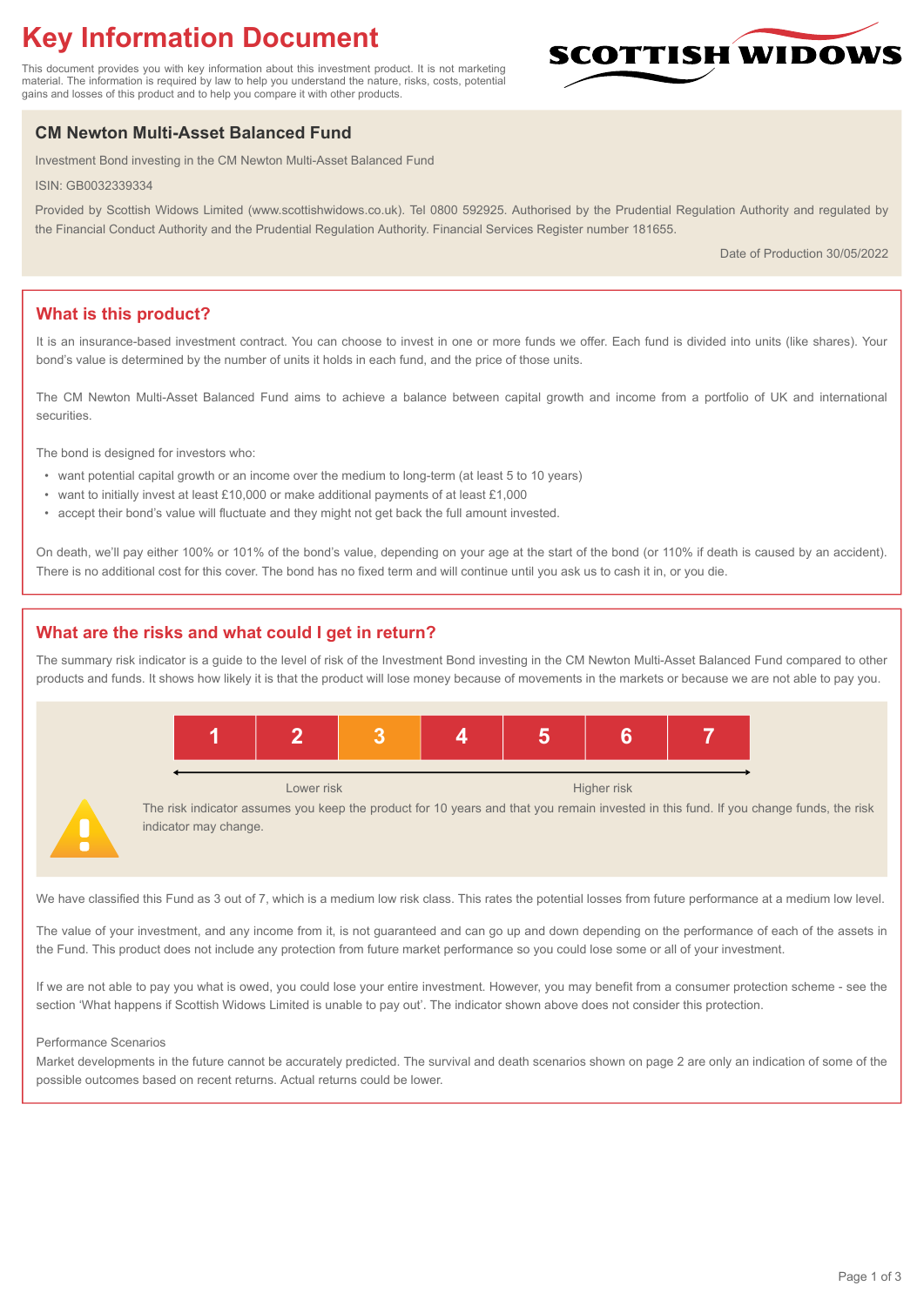# Key Information Document

This document provides you with key information about this investment product. It is not marketing material. The information is required by law to help you understand the nature, risks, costs, potential gains and losses of this product and to help you compare it with other products.

SCOTTISH WIDOWS

## CM Newton Multi-Asset Balanced Fund

Investment Bond investing in the CM Newton Multi-Asset Balanced Fund

ISIN: GB0032339334

Provided by Scottish Widows Limited (www.scottishwidows.co.uk). Tel 0800 592925. Authorised by the Prudential Regulation Authority and regulated by the Financial Conduct Authority and the Prudential Regulation Authority. Financial Services Register number 181655.

Date of Production 30/05/2022

## What is this product?

It is an insurance-based investment contract. You can choose to invest in one or more funds we offer. Each fund is divided into units (like shares). Your bond's value is determined by the number of units it holds in each fund, and the price of those units.

The CM Newton Multi-Asset Balanced Fund aims to achieve a balance between capital growth and income from a portfolio of UK and international securities.

The bond is designed for investors who:

- want potential capital growth or an income over the medium to long-term (at least 5 to 10 years)
- want to initially invest at least £10,000 or make additional payments of at least £1,000
- accept their bond's value will fluctuate and they might not get back the full amount invested.

On death, we'll pay either 100% or 101% of the bond's value, depending on your age at the start of the bond (or 110% if death is caused by an accident). There is no additional cost for this cover. The bond has no fixed term and will continue until you ask us to cash it in, or you die.

## What are the risks and what could I get in return?

The summary risk indicator is a guide to the level of risk of the Investment Bond investing in the CM Newton Multi-Asset Balanced Fund compared to other products and funds. It shows how likely it is that the product will lose money because of movements in the markets or because we are not able to pay you.

| 1 | 2 | **3** | 4 | 5 | 6 | 7 |
|---|---|---|---|---|---|---|

Lower risk ← → Higher risk

The risk indicator assumes you keep the product for 10 years and that you remain invested in this fund. If you change funds, the risk indicator may change.

We have classified this Fund as 3 out of 7, which is a medium low risk class. This rates the potential losses from future performance at a medium low level.

The value of your investment, and any income from it, is not guaranteed and can go up and down depending on the performance of each of the assets in the Fund. This product does not include any protection from future market performance so you could lose some or all of your investment.

If we are not able to pay you what is owed, you could lose your entire investment. However, you may benefit from a consumer protection scheme - see the section 'What happens if Scottish Widows Limited is unable to pay out'. The indicator shown above does not consider this protection.

Performance Scenarios

Market developments in the future cannot be accurately predicted. The survival and death scenarios shown on page 2 are only an indication of some of the possible outcomes based on recent returns. Actual returns could be lower.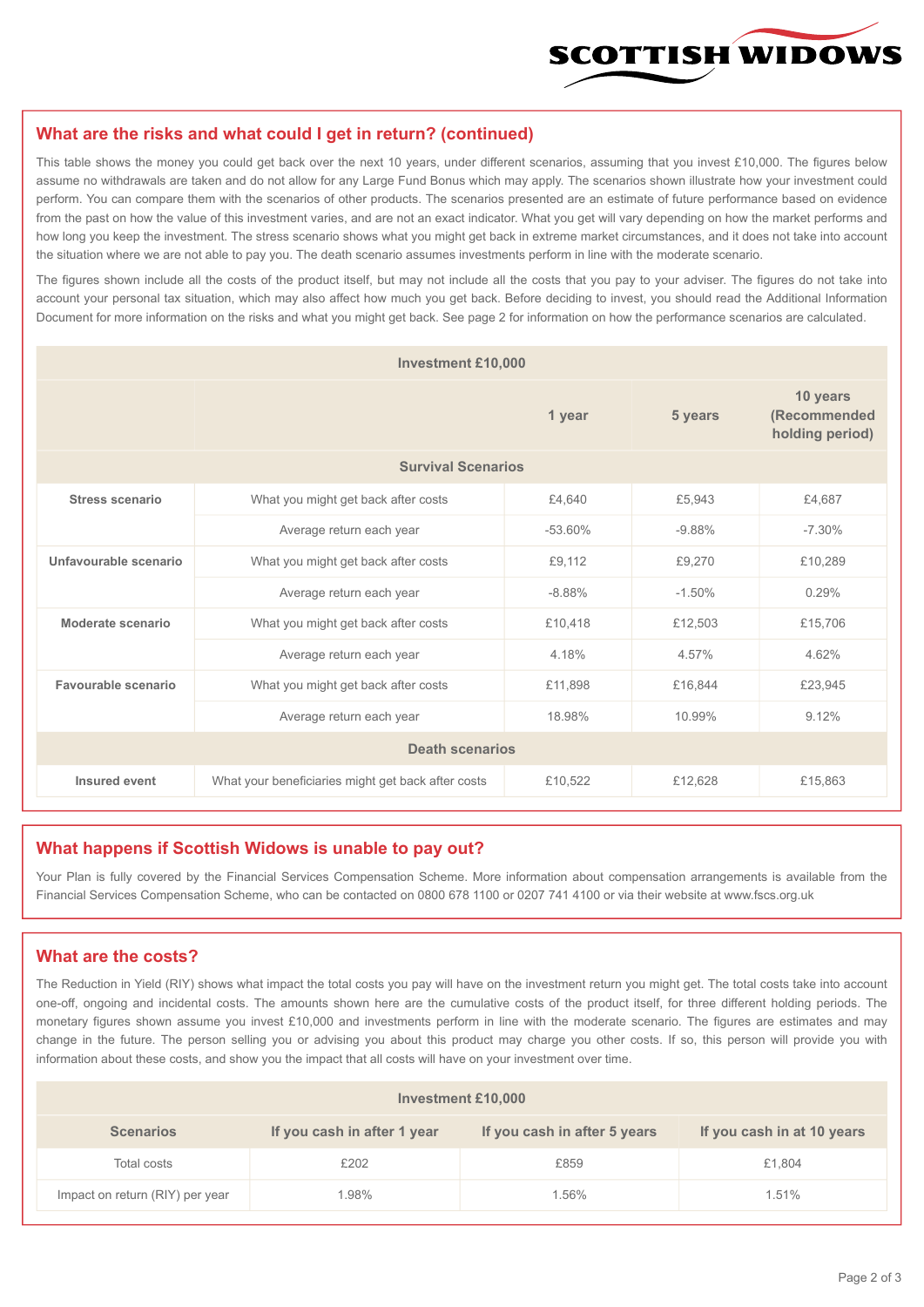## What are the risks and what could I get in return? (continued)

This table shows the money you could get back over the next 10 years, under different scenarios, assuming that you invest £10,000. The figures below assume no withdrawals are taken and do not allow for any Large Fund Bonus which may apply. The scenarios shown illustrate how your investment could perform. You can compare them with the scenarios of other products. The scenarios presented are an estimate of future performance based on evidence from the past on how the value of this investment varies, and are not an exact indicator. What you get will vary depending on how the market performs and how long you keep the investment. The stress scenario shows what you might get back in extreme market circumstances, and it does not take into account the situation where we are not able to pay you. The death scenario assumes investments perform in line with the moderate scenario.

The figures shown include all the costs of the product itself, but may not include all the costs that you pay to your adviser. The figures do not take into account your personal tax situation, which may also affect how much you get back. Before deciding to invest, you should read the Additional Information Document for more information on the risks and what you might get back. See page 2 for information on how the performance scenarios are calculated.

| Investment £10,000 | | | | |
|---|---|---|---|---|
| | | 1 year | 5 years | 10 years (Recommended holding period) |
| **Survival Scenarios** | | | | |
| **Stress scenario** | What you might get back after costs | £4,640 | £5,943 | £4,687 |
| | Average return each year | -53.60% | -9.88% | -7.30% |
| **Unfavourable scenario** | What you might get back after costs | £9,112 | £9,270 | £10,289 |
| | Average return each year | -8.88% | -1.50% | 0.29% |
| **Moderate scenario** | What you might get back after costs | £10,418 | £12,503 | £15,706 |
| | Average return each year | 4.18% | 4.57% | 4.62% |
| **Favourable scenario** | What you might get back after costs | £11,898 | £16,844 | £23,945 |
| | Average return each year | 18.98% | 10.99% | 9.12% |
| **Death scenarios** | | | | |
| **Insured event** | What your beneficiaries might get back after costs | £10,522 | £12,628 | £15,863 |

## What happens if Scottish Widows is unable to pay out?

Your Plan is fully covered by the Financial Services Compensation Scheme. More information about compensation arrangements is available from the Financial Services Compensation Scheme, who can be contacted on 0800 678 1100 or 0207 741 4100 or via their website at www.fscs.org.uk

## What are the costs?

The Reduction in Yield (RIY) shows what impact the total costs you pay will have on the investment return you might get. The total costs take into account one-off, ongoing and incidental costs. The amounts shown here are the cumulative costs of the product itself, for three different holding periods. The monetary figures shown assume you invest £10,000 and investments perform in line with the moderate scenario. The figures are estimates and may change in the future. The person selling you or advising you about this product may charge you other costs. If so, this person will provide you with information about these costs, and show you the impact that all costs will have on your investment over time.

| Investment £10,000 | | | |
|---|---|---|---|
| **Scenarios** | **If you cash in after 1 year** | **If you cash in after 5 years** | **If you cash in at 10 years** |
| Total costs | £202 | £859 | £1,804 |
| Impact on return (RIY) per year | 1.98% | 1.56% | 1.51% |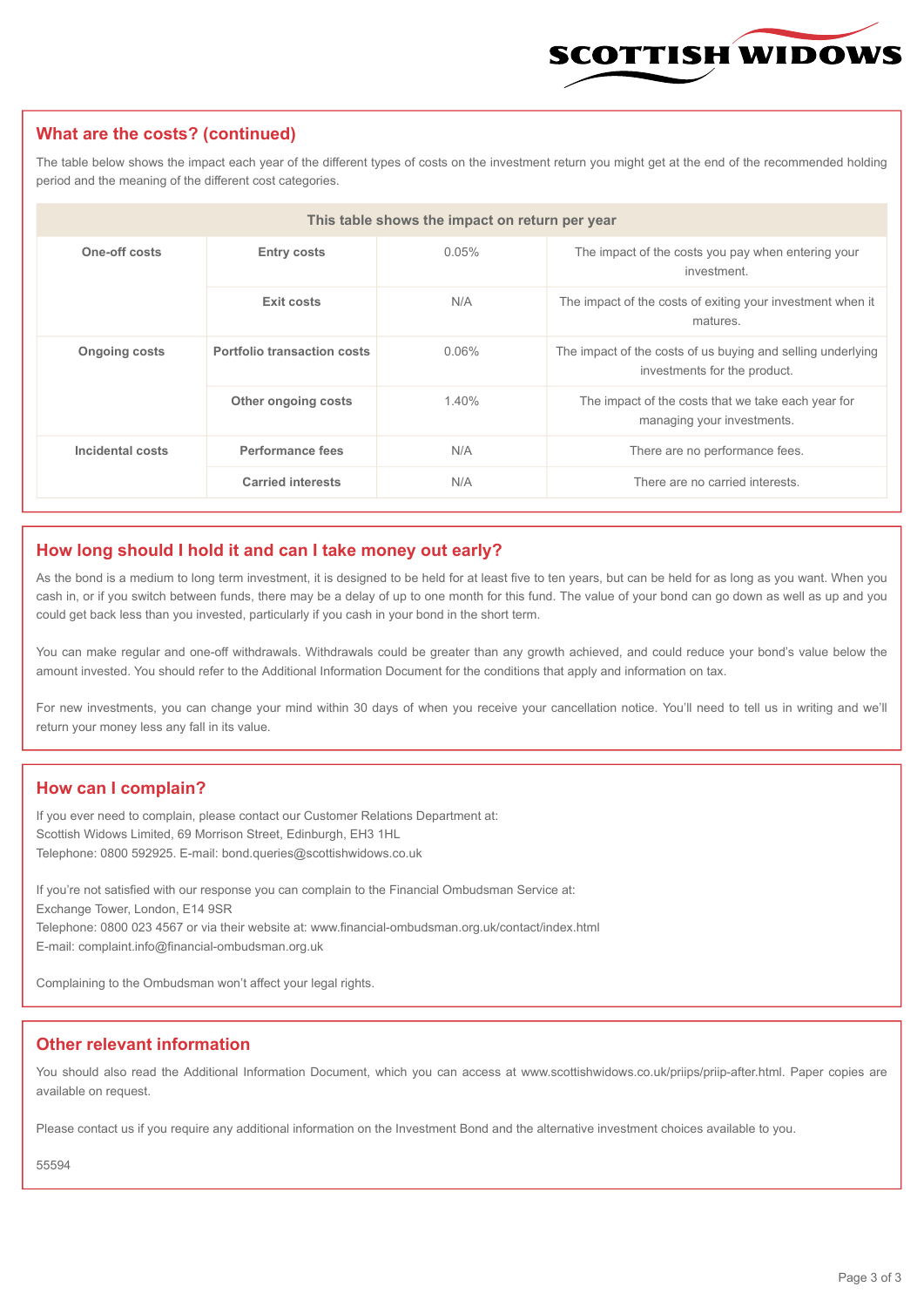## What are the costs? (continued)

The table below shows the impact each year of the different types of costs on the investment return you might get at the end of the recommended holding period and the meaning of the different cost categories.

| This table shows the impact on return per year | | | |
|---|---|---|---|
| **One-off costs** | **Entry costs** | 0.05% | The impact of the costs you pay when entering your investment. |
| | **Exit costs** | N/A | The impact of the costs of exiting your investment when it matures. |
| **Ongoing costs** | **Portfolio transaction costs** | 0.06% | The impact of the costs of us buying and selling underlying investments for the product. |
| | **Other ongoing costs** | 1.40% | The impact of the costs that we take each year for managing your investments. |
| **Incidental costs** | **Performance fees** | N/A | There are no performance fees. |
| | **Carried interests** | N/A | There are no carried interests. |

## How long should I hold it and can I take money out early?

As the bond is a medium to long term investment, it is designed to be held for at least five to ten years, but can be held for as long as you want. When you cash in, or if you switch between funds, there may be a delay of up to one month for this fund. The value of your bond can go down as well as up and you could get back less than you invested, particularly if you cash in your bond in the short term.

You can make regular and one-off withdrawals. Withdrawals could be greater than any growth achieved, and could reduce your bond's value below the amount invested. You should refer to the Additional Information Document for the conditions that apply and information on tax.

For new investments, you can change your mind within 30 days of when you receive your cancellation notice. You'll need to tell us in writing and we'll return your money less any fall in its value.

## How can I complain?

If you ever need to complain, please contact our Customer Relations Department at:
Scottish Widows Limited, 69 Morrison Street, Edinburgh, EH3 1HL
Telephone: 0800 592925. E-mail: bond.queries@scottishwidows.co.uk

If you're not satisfied with our response you can complain to the Financial Ombudsman Service at:
Exchange Tower, London, E14 9SR
Telephone: 0800 023 4567 or via their website at: www.financial-ombudsman.org.uk/contact/index.html
E-mail: complaint.info@financial-ombudsman.org.uk

Complaining to the Ombudsman won't affect your legal rights.

## Other relevant information

You should also read the Additional Information Document, which you can access at www.scottishwidows.co.uk/priips/priip-after.html. Paper copies are available on request.

Please contact us if you require any additional information on the Investment Bond and the alternative investment choices available to you.

55594